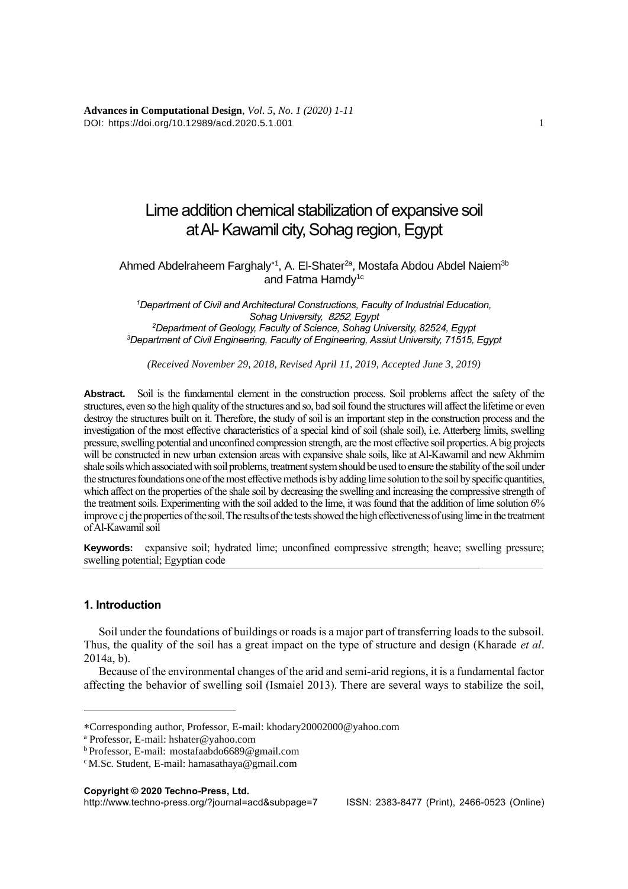# Lime addition chemical stabilization of expansive soil at Al- Kawamil city, Sohag region, Egypt

Ahmed Abdelraheem Farghaly*[1], A. El-Shater[2a], Mostafa Abdou Abdel Naiem[3b] and Fatma Hamdy[1c]

*[1]Department of Civil and Architectural Constructions, Faculty of Industrial Education, Sohag University, 8252, Egypt*
*[2]Department of Geology, Faculty of Science, Sohag University, 82524, Egypt*
*[3]Department of Civil Engineering, Faculty of Engineering, Assiut University, 71515, Egypt*

*(Received November 29, 2018, Revised April 11, 2019, Accepted June 3, 2019)*

**Abstract.** Soil is the fundamental element in the construction process. Soil problems affect the safety of the structures, even so the high quality of the structures and so, bad soil found the structures will affect the lifetime or even destroy the structures built on it. Therefore, the study of soil is an important step in the construction process and the investigation of the most effective characteristics of a special kind of soil (shale soil), i.e. Atterberg limits, swelling pressure, swelling potential and unconfined compression strength, are the most effective soil properties. A big projects will be constructed in new urban extension areas with expansive shale soils, like at Al-Kawamil and new Akhmim shale soils which associated with soil problems, treatment system should be used to ensure the stability of the soil under the structures foundations one of the most effective methods is by adding lime solution to the soil by specific quantities, which affect on the properties of the shale soil by decreasing the swelling and increasing the compressive strength of the treatment soils. Experimenting with the soil added to the lime, it was found that the addition of lime solution 6% improve c j the properties of the soil. The results of the tests showed the high effectiveness of using lime in the treatment of Al-Kawamil soil

**Keywords:** expansive soil; hydrated lime; unconfined compressive strength; heave; swelling pressure; swelling potential; Egyptian code

## 1. Introduction

Soil under the foundations of buildings or roads is a major part of transferring loads to the subsoil. Thus, the quality of the soil has a great impact on the type of structure and design (Kharade *et al*. 2014a, b).

Because of the environmental changes of the arid and semi-arid regions, it is a fundamental factor affecting the behavior of swelling soil (Ismaiel 2013). There are several ways to stabilize the soil,

---

*Corresponding author, Professor, E-mail: khodary20002000@yahoo.com
[a] Professor, E-mail: hshater@yahoo.com
[b] Professor, E-mail: mostafaabdo6689@gmail.com
[c] M.Sc. Student, E-mail: hamasathaya@gmail.com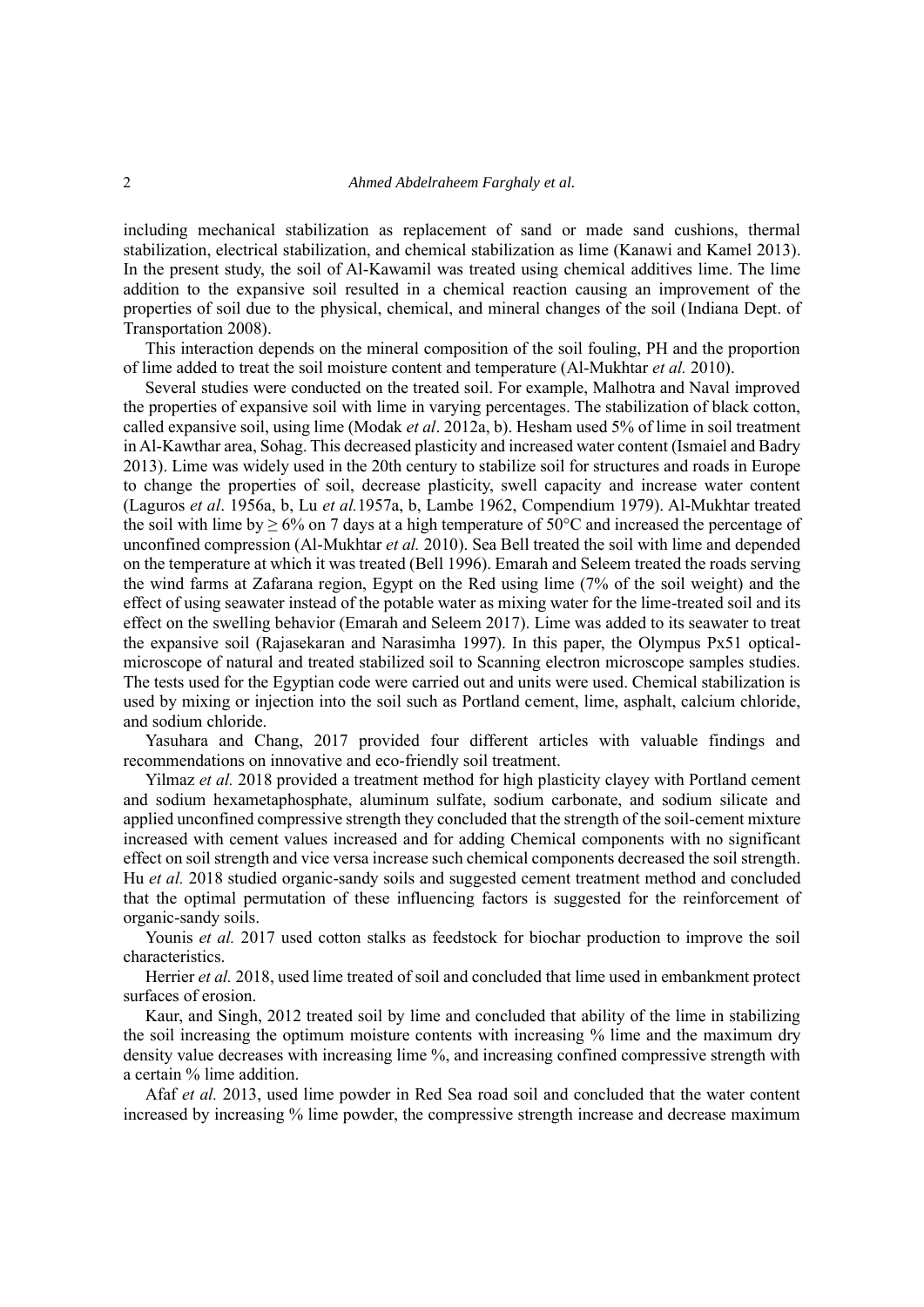including mechanical stabilization as replacement of sand or made sand cushions, thermal stabilization, electrical stabilization, and chemical stabilization as lime (Kanawi and Kamel 2013). In the present study, the soil of Al-Kawamil was treated using chemical additives lime. The lime addition to the expansive soil resulted in a chemical reaction causing an improvement of the properties of soil due to the physical, chemical, and mineral changes of the soil (Indiana Dept. of Transportation 2008).

This interaction depends on the mineral composition of the soil fouling, PH and the proportion of lime added to treat the soil moisture content and temperature (Al-Mukhtar *et al.* 2010).

Several studies were conducted on the treated soil. For example, Malhotra and Naval improved the properties of expansive soil with lime in varying percentages. The stabilization of black cotton, called expansive soil, using lime (Modak *et al*. 2012a, b). Hesham used 5% of lime in soil treatment in Al-Kawthar area, Sohag. This decreased plasticity and increased water content (Ismaiel and Badry 2013). Lime was widely used in the 20th century to stabilize soil for structures and roads in Europe to change the properties of soil, decrease plasticity, swell capacity and increase water content (Laguros *et al*. 1956a, b, Lu *et al.*1957a, b, Lambe 1962, Compendium 1979). Al-Mukhtar treated the soil with lime by ≥ 6% on 7 days at a high temperature of 50°C and increased the percentage of unconfined compression (Al-Mukhtar *et al.* 2010). Sea Bell treated the soil with lime and depended on the temperature at which it was treated (Bell 1996). Emarah and Seleem treated the roads serving the wind farms at Zafarana region, Egypt on the Red using lime (7% of the soil weight) and the effect of using seawater instead of the potable water as mixing water for the lime-treated soil and its effect on the swelling behavior (Emarah and Seleem 2017). Lime was added to its seawater to treat the expansive soil (Rajasekaran and Narasimha 1997). In this paper, the Olympus Px51 optical-microscope of natural and treated stabilized soil to Scanning electron microscope samples studies. The tests used for the Egyptian code were carried out and units were used. Chemical stabilization is used by mixing or injection into the soil such as Portland cement, lime, asphalt, calcium chloride, and sodium chloride.

Yasuhara and Chang, 2017 provided four different articles with valuable findings and recommendations on innovative and eco-friendly soil treatment.

Yilmaz *et al.* 2018 provided a treatment method for high plasticity clayey with Portland cement and sodium hexametaphosphate, aluminum sulfate, sodium carbonate, and sodium silicate and applied unconfined compressive strength they concluded that the strength of the soil-cement mixture increased with cement values increased and for adding Chemical components with no significant effect on soil strength and vice versa increase such chemical components decreased the soil strength. Hu *et al.* 2018 studied organic-sandy soils and suggested cement treatment method and concluded that the optimal permutation of these influencing factors is suggested for the reinforcement of organic-sandy soils.

Younis *et al.* 2017 used cotton stalks as feedstock for biochar production to improve the soil characteristics.

Herrier *et al.* 2018, used lime treated of soil and concluded that lime used in embankment protect surfaces of erosion.

Kaur, and Singh, 2012 treated soil by lime and concluded that ability of the lime in stabilizing the soil increasing the optimum moisture contents with increasing % lime and the maximum dry density value decreases with increasing lime %, and increasing confined compressive strength with a certain % lime addition.

Afaf *et al.* 2013, used lime powder in Red Sea road soil and concluded that the water content increased by increasing % lime powder, the compressive strength increase and decrease maximum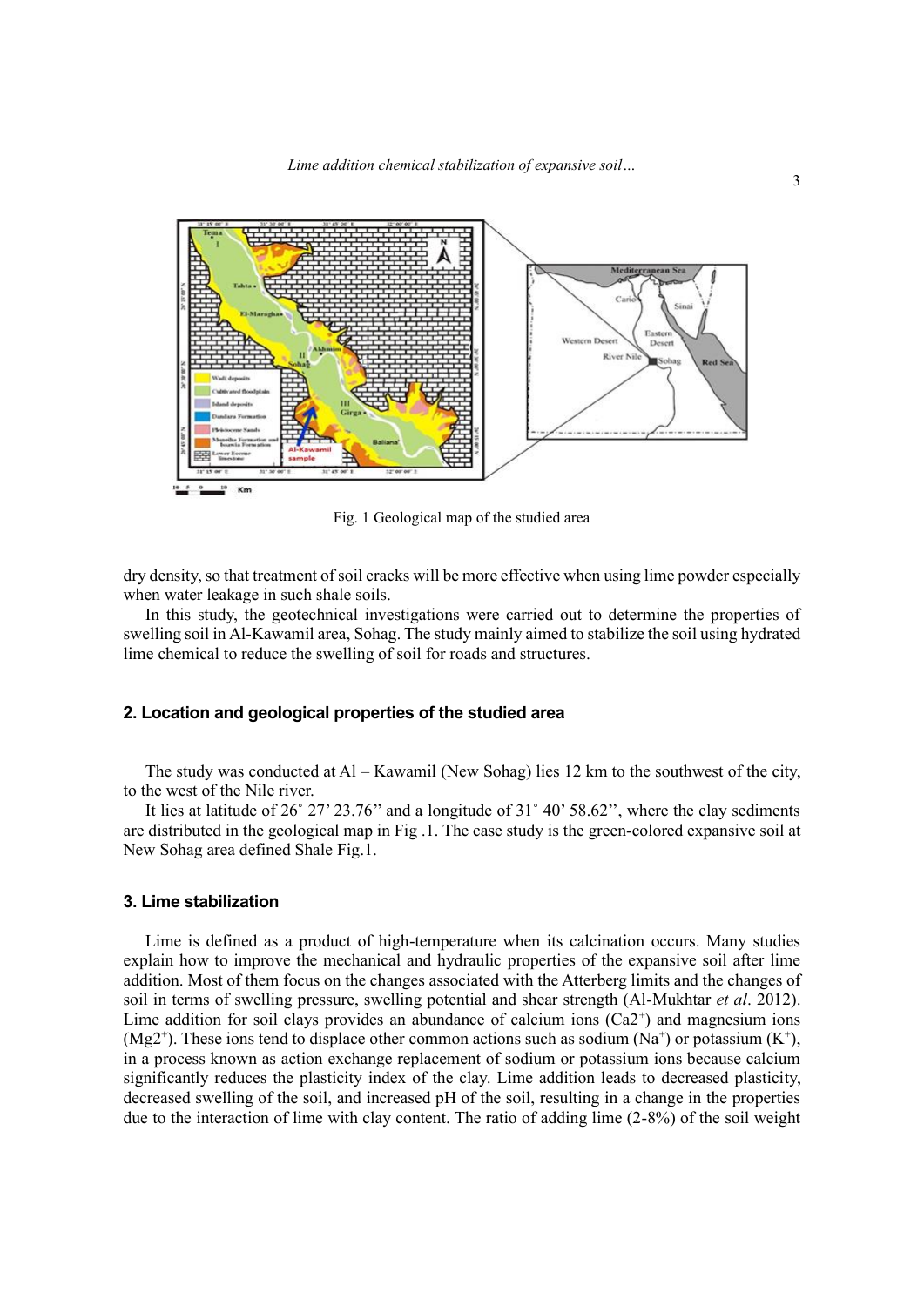Fig. 1 Geological map of the studied area

dry density, so that treatment of soil cracks will be more effective when using lime powder especially when water leakage in such shale soils.

In this study, the geotechnical investigations were carried out to determine the properties of swelling soil in Al-Kawamil area, Sohag. The study mainly aimed to stabilize the soil using hydrated lime chemical to reduce the swelling of soil for roads and structures.

## 2. Location and geological properties of the studied area

The study was conducted at Al – Kawamil (New Sohag) lies 12 km to the southwest of the city, to the west of the Nile river.

It lies at latitude of 26˚ 27' 23.76'' and a longitude of 31˚ 40' 58.62'', where the clay sediments are distributed in the geological map in Fig .1. The case study is the green-colored expansive soil at New Sohag area defined Shale Fig.1.

## 3. Lime stabilization

Lime is defined as a product of high-temperature when its calcination occurs. Many studies explain how to improve the mechanical and hydraulic properties of the expansive soil after lime addition. Most of them focus on the changes associated with the Atterberg limits and the changes of soil in terms of swelling pressure, swelling potential and shear strength (Al-Mukhtar *et al*. 2012). Lime addition for soil clays provides an abundance of calcium ions ($Ca2^{+}$) and magnesium ions ($Mg2^{+}$). These ions tend to displace other common actions such as sodium ($Na^{+}$) or potassium ($K^{+}$), in a process known as action exchange replacement of sodium or potassium ions because calcium significantly reduces the plasticity index of the clay. Lime addition leads to decreased plasticity, decreased swelling of the soil, and increased pH of the soil, resulting in a change in the properties due to the interaction of lime with clay content. The ratio of adding lime (2-8%) of the soil weight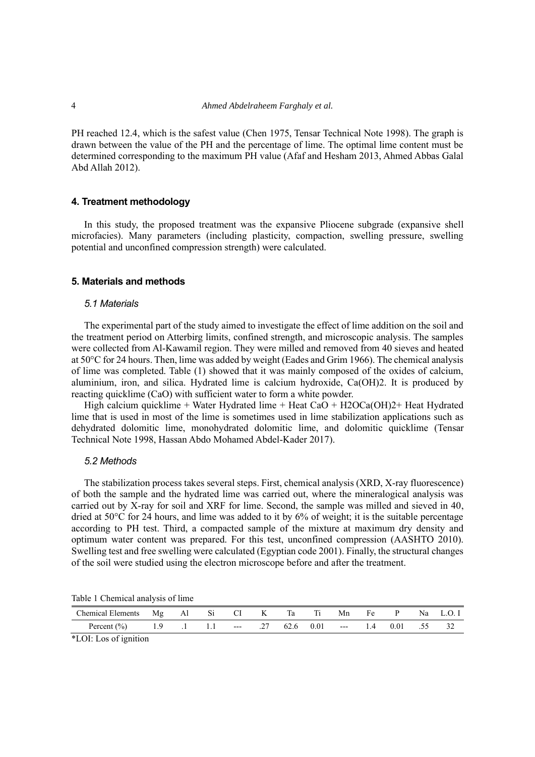PH reached 12.4, which is the safest value (Chen 1975, Tensar Technical Note 1998). The graph is drawn between the value of the PH and the percentage of lime. The optimal lime content must be determined corresponding to the maximum PH value (Afaf and Hesham 2013, Ahmed Abbas Galal Abd Allah 2012).

## 4. Treatment methodology

In this study, the proposed treatment was the expansive Pliocene subgrade (expansive shell microfacies). Many parameters (including plasticity, compaction, swelling pressure, swelling potential and unconfined compression strength) were calculated.

## 5. Materials and methods

### *5.1 Materials*

The experimental part of the study aimed to investigate the effect of lime addition on the soil and the treatment period on Atterbirg limits, confined strength, and microscopic analysis. The samples were collected from Al-Kawamil region. They were milled and removed from 40 sieves and heated at 50°C for 24 hours. Then, lime was added by weight (Eades and Grim 1966). The chemical analysis of lime was completed. Table (1) showed that it was mainly composed of the oxides of calcium, aluminium, iron, and silica. Hydrated lime is calcium hydroxide, $Ca(OH)2$. It is produced by reacting quicklime ($CaO$) with sufficient water to form a white powder.

High calcium quicklime + Water Hydrated lime + Heat $CaO + H2OCa(OH)2$+ Heat Hydrated lime that is used in most of the lime is sometimes used in lime stabilization applications such as dehydrated dolomitic lime, monohydrated dolomitic lime, and dolomitic quicklime (Tensar Technical Note 1998, Hassan Abdo Mohamed Abdel-Kader 2017).

### *5.2 Methods*

The stabilization process takes several steps. First, chemical analysis (XRD, X-ray fluorescence) of both the sample and the hydrated lime was carried out, where the mineralogical analysis was carried out by X-ray for soil and XRF for lime. Second, the sample was milled and sieved in 40, dried at 50°C for 24 hours, and lime was added to it by 6% of weight; it is the suitable percentage according to PH test. Third, a compacted sample of the mixture at maximum dry density and optimum water content was prepared. For this test, unconfined compression (AASHTO 2010). Swelling test and free swelling were calculated (Egyptian code 2001). Finally, the structural changes of the soil were studied using the electron microscope before and after the treatment.

Table 1 Chemical analysis of lime

| Chemical Elements | Mg | Al | Si | CI | K | Ta | Ti | Mn | Fe | P | Na | L.O. I |
|---|---|---|---|---|---|---|---|---|---|---|---|---|
| Percent (%) | 1.9 | .1 | 1.1 | --- | .27 | 62.6 | 0.01 | --- | 1.4 | 0.01 | .55 | 32 |

*LOI: Los of ignition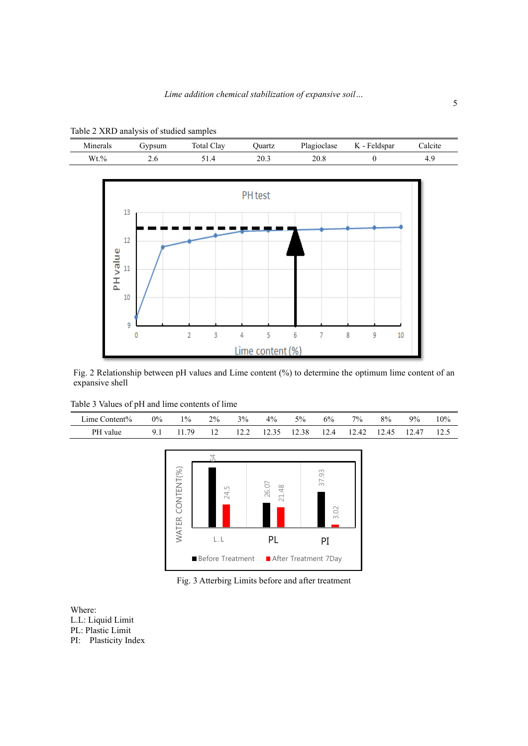Table 2 XRD analysis of studied samples

| Minerals | Gypsum | Total Clay | Quartz | Plagioclase | K - Feldspar | Calcite |
|---|---|---|---|---|---|---|
| Wt.% | 2.6 | 51.4 | 20.3 | 20.8 | 0 | 4.9 |

Fig. 2 Relationship between pH values and Lime content (%) to determine the optimum lime content of an expansive shell

Table 3 Values of pH and lime contents of lime

| Lime Content% | 0% | 1% | 2% | 3% | 4% | 5% | 6% | 7% | 8% | 9% | 10% |
|---|---|---|---|---|---|---|---|---|---|---|---|
| PH value | 9.1 | 11.79 | 12 | 12.2 | 12.35 | 12.38 | 12.4 | 12.42 | 12.45 | 12.47 | 12.5 |

Fig. 3 Atterbirg Limits before and after treatment

Where:
L.L: Liquid Limit
PL: Plastic Limit
PI: Plasticity Index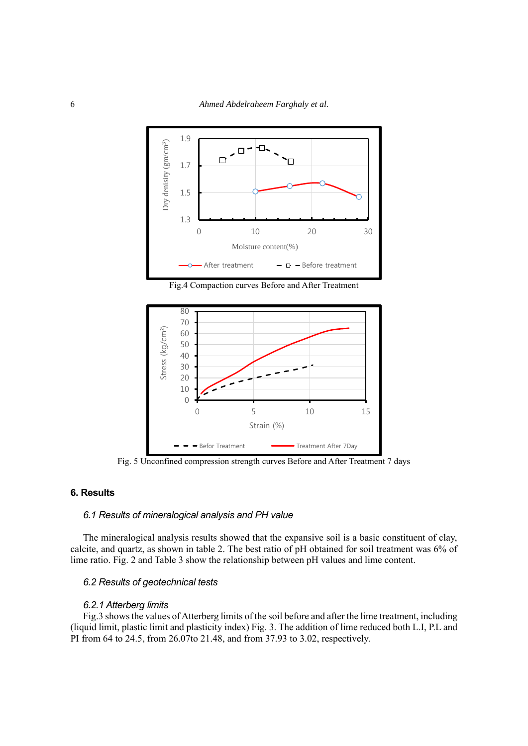Fig.4 Compaction curves Before and After Treatment

Fig. 5 Unconfined compression strength curves Before and After Treatment 7 days

## 6. Results

### *6.1 Results of mineralogical analysis and PH value*

The mineralogical analysis results showed that the expansive soil is a basic constituent of clay, calcite, and quartz, as shown in table 2. The best ratio of pH obtained for soil treatment was 6% of lime ratio. Fig. 2 and Table 3 show the relationship between pH values and lime content.

### *6.2 Results of geotechnical tests*

#### *6.2.1 Atterberg limits*

Fig.3 shows the values of Atterberg limits of the soil before and after the lime treatment, including (liquid limit, plastic limit and plasticity index) Fig. 3. The addition of lime reduced both L.I, P.L and PI from 64 to 24.5, from 26.07to 21.48, and from 37.93 to 3.02, respectively.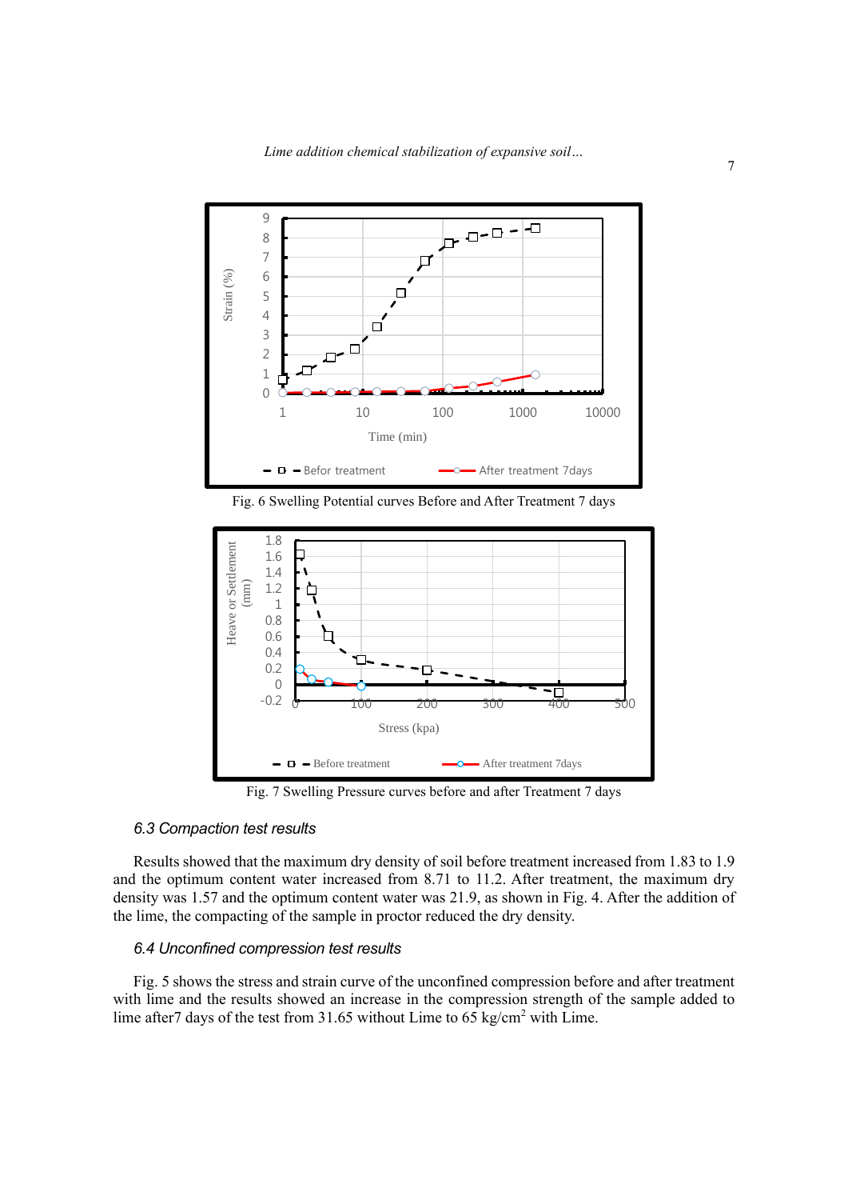Fig. 6 Swelling Potential curves Before and After Treatment 7 days

Fig. 7 Swelling Pressure curves before and after Treatment 7 days

### *6.3 Compaction test results*

Results showed that the maximum dry density of soil before treatment increased from 1.83 to 1.9 and the optimum content water increased from 8.71 to 11.2. After treatment, the maximum dry density was 1.57 and the optimum content water was 21.9, as shown in Fig. 4. After the addition of the lime, the compacting of the sample in proctor reduced the dry density.

### *6.4 Unconfined compression test results*

Fig. 5 shows the stress and strain curve of the unconfined compression before and after treatment with lime and the results showed an increase in the compression strength of the sample added to lime after7 days of the test from 31.65 without Lime to 65 kg/cm$^2$ with Lime.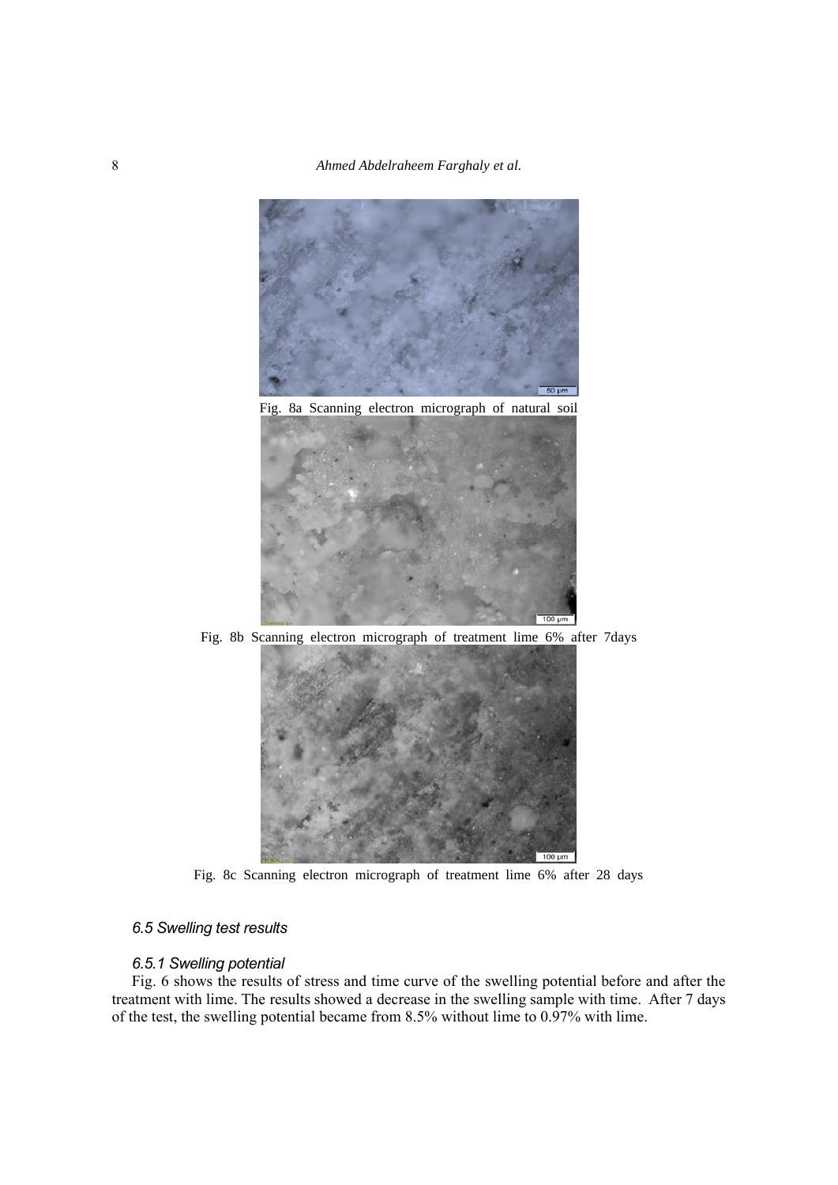Fig. 8a Scanning electron micrograph of natural soil

Fig. 8b Scanning electron micrograph of treatment lime 6% after 7days

Fig. 8c Scanning electron micrograph of treatment lime 6% after 28 days

### *6.5 Swelling test results*

#### *6.5.1 Swelling potential*

Fig. 6 shows the results of stress and time curve of the swelling potential before and after the treatment with lime. The results showed a decrease in the swelling sample with time. After 7 days of the test, the swelling potential became from 8.5% without lime to 0.97% with lime.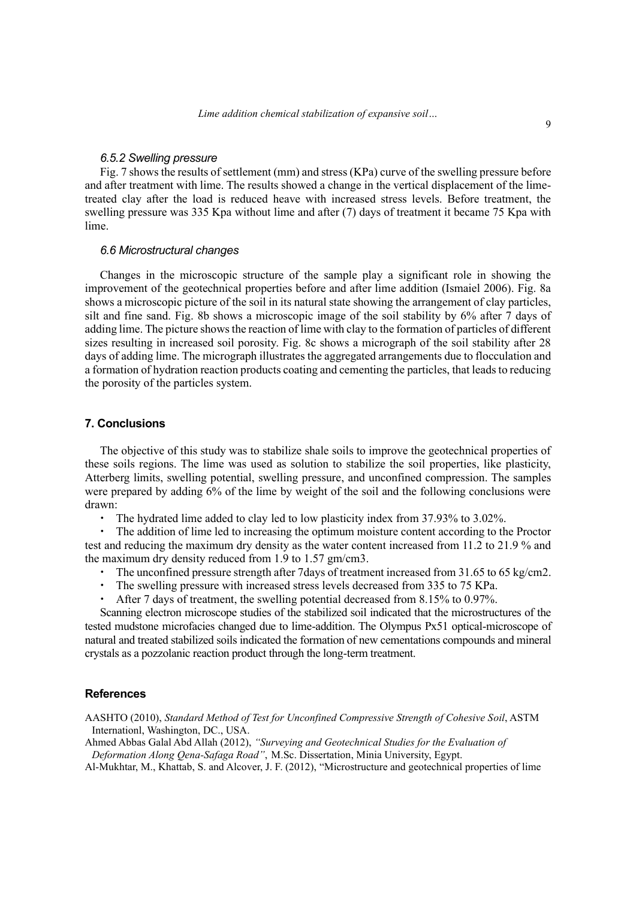### *6.5.2 Swelling pressure*

Fig. 7 shows the results of settlement (mm) and stress (KPa) curve of the swelling pressure before and after treatment with lime. The results showed a change in the vertical displacement of the lime-treated clay after the load is reduced heave with increased stress levels. Before treatment, the swelling pressure was 335 Kpa without lime and after (7) days of treatment it became 75 Kpa with lime.

### *6.6 Microstructural changes*

Changes in the microscopic structure of the sample play a significant role in showing the improvement of the geotechnical properties before and after lime addition (Ismaiel 2006). Fig. 8a shows a microscopic picture of the soil in its natural state showing the arrangement of clay particles, silt and fine sand. Fig. 8b shows a microscopic image of the soil stability by 6% after 7 days of adding lime. The picture shows the reaction of lime with clay to the formation of particles of different sizes resulting in increased soil porosity. Fig. 8c shows a micrograph of the soil stability after 28 days of adding lime. The micrograph illustrates the aggregated arrangements due to flocculation and a formation of hydration reaction products coating and cementing the particles, that leads to reducing the porosity of the particles system.

## 7. Conclusions

The objective of this study was to stabilize shale soils to improve the geotechnical properties of these soils regions. The lime was used as solution to stabilize the soil properties, like plasticity, Atterberg limits, swelling potential, swelling pressure, and unconfined compression. The samples were prepared by adding 6% of the lime by weight of the soil and the following conclusions were drawn:

- The hydrated lime added to clay led to low plasticity index from 37.93% to 3.02%.
- The addition of lime led to increasing the optimum moisture content according to the Proctor test and reducing the maximum dry density as the water content increased from 11.2 to 21.9 % and the maximum dry density reduced from 1.9 to 1.57 gm/cm3.
- The unconfined pressure strength after 7days of treatment increased from 31.65 to 65 kg/cm2.
- The swelling pressure with increased stress levels decreased from 335 to 75 KPa.
- After 7 days of treatment, the swelling potential decreased from 8.15% to 0.97%.

Scanning electron microscope studies of the stabilized soil indicated that the microstructures of the tested mudstone microfacies changed due to lime-addition. The Olympus Px51 optical-microscope of natural and treated stabilized soils indicated the formation of new cementations compounds and mineral crystals as a pozzolanic reaction product through the long-term treatment.

## References

AASHTO (2010), *Standard Method of Test for Unconfined Compressive Strength of Cohesive Soil*, ASTM Internationl, Washington, DC., USA.

Ahmed Abbas Galal Abd Allah (2012), *"Surveying and Geotechnical Studies for the Evaluation of Deformation Along Qena-Safaga Road"*, M.Sc. Dissertation, Minia University, Egypt.

Al-Mukhtar, M., Khattab, S. and Alcover, J. F. (2012), "Microstructure and geotechnical properties of lime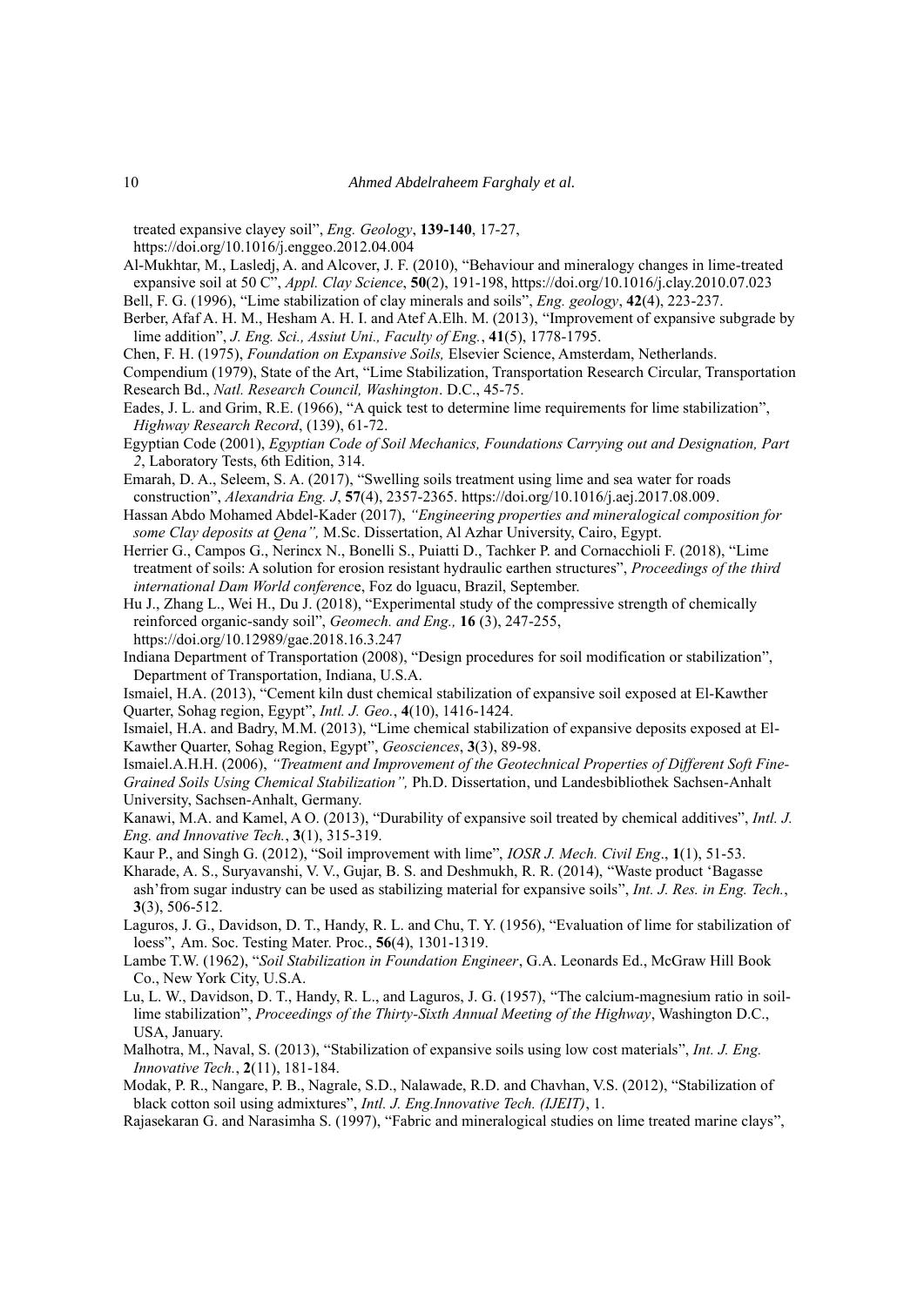treated expansive clayey soil", *Eng. Geology*, **139-140**, 17-27, https://doi.org/10.1016/j.enggeo.2012.04.004

Al-Mukhtar, M., Lasledj, A. and Alcover, J. F. (2010), "Behaviour and mineralogy changes in lime-treated expansive soil at 50 C", *Appl. Clay Science*, **50**(2), 191-198, https://doi.org/10.1016/j.clay.2010.07.023

Bell, F. G. (1996), "Lime stabilization of clay minerals and soils", *Eng. geology*, **42**(4), 223-237.

Berber, Afaf A. H. M., Hesham A. H. I. and Atef A.Elh. M. (2013), "Improvement of expansive subgrade by lime addition", *J. Eng. Sci., Assiut Uni., Faculty of Eng.*, **41**(5), 1778-1795.

Chen, F. H. (1975), *Foundation on Expansive Soils,* Elsevier Science, Amsterdam, Netherlands.

Compendium (1979), State of the Art, "Lime Stabilization, Transportation Research Circular, Transportation Research Bd., *Natl. Research Council, Washington*. D.C., 45-75.

Eades, J. L. and Grim, R.E. (1966), "A quick test to determine lime requirements for lime stabilization", *Highway Research Record*, (139), 61-72.

Egyptian Code (2001), *Egyptian Code of Soil Mechanics, Foundations Carrying out and Designation, Part 2*, Laboratory Tests, 6th Edition, 314.

Emarah, D. A., Seleem, S. A. (2017), "Swelling soils treatment using lime and sea water for roads construction", *Alexandria Eng. J*, **57**(4), 2357-2365. https://doi.org/10.1016/j.aej.2017.08.009.

Hassan Abdo Mohamed Abdel-Kader (2017), *"Engineering properties and mineralogical composition for some Clay deposits at Qena",* M.Sc. Dissertation, Al Azhar University, Cairo, Egypt.

Herrier G., Campos G., Nerincx N., Bonelli S., Puiatti D., Tachker P. and Cornacchioli F. (2018), "Lime treatment of soils: A solution for erosion resistant hydraulic earthen structures", *Proceedings of the third international Dam World conference*, Foz do lguacu, Brazil, September.

Hu J., Zhang L., Wei H., Du J. (2018), "Experimental study of the compressive strength of chemically reinforced organic-sandy soil", *Geomech. and Eng.,* **16** (3), 247-255, https://doi.org/10.12989/gae.2018.16.3.247

Indiana Department of Transportation (2008), "Design procedures for soil modification or stabilization", Department of Transportation, Indiana, U.S.A.

Ismaiel, H.A. (2013), "Cement kiln dust chemical stabilization of expansive soil exposed at El-Kawther Quarter, Sohag region, Egypt", *Intl. J. Geo.*, **4**(10), 1416-1424.

Ismaiel, H.A. and Badry, M.M. (2013), "Lime chemical stabilization of expansive deposits exposed at El-Kawther Quarter, Sohag Region, Egypt", *Geosciences*, **3**(3), 89-98.

Ismaiel.A.H.H. (2006), *"Treatment and Improvement of the Geotechnical Properties of Different Soft Fine-Grained Soils Using Chemical Stabilization",* Ph.D. Dissertation, und Landesbibliothek Sachsen-Anhalt University, Sachsen-Anhalt, Germany.

Kanawi, M.A. and Kamel, A O. (2013), "Durability of expansive soil treated by chemical additives", *Intl. J. Eng. and Innovative Tech.*, **3**(1), 315-319.

Kaur P., and Singh G. (2012), "Soil improvement with lime", *IOSR J. Mech. Civil Eng*., **1**(1), 51-53.

Kharade, A. S., Suryavanshi, V. V., Gujar, B. S. and Deshmukh, R. R. (2014), "Waste product 'Bagasse ash'from sugar industry can be used as stabilizing material for expansive soils", *Int. J. Res. in Eng. Tech.*, **3**(3), 506-512.

Laguros, J. G., Davidson, D. T., Handy, R. L. and Chu, T. Y. (1956), "Evaluation of lime for stabilization of loess", Am. Soc. Testing Mater. Proc., **56**(4), 1301-1319.

Lambe T.W. (1962), "*Soil Stabilization in Foundation Engineer*, G.A. Leonards Ed., McGraw Hill Book Co., New York City, U.S.A.

Lu, L. W., Davidson, D. T., Handy, R. L., and Laguros, J. G. (1957), "The calcium-magnesium ratio in soil-lime stabilization", *Proceedings of the Thirty-Sixth Annual Meeting of the Highway*, Washington D.C., USA, January.

Malhotra, M., Naval, S. (2013), "Stabilization of expansive soils using low cost materials", *Int. J. Eng. Innovative Tech.*, **2**(11), 181-184.

Modak, P. R., Nangare, P. B., Nagrale, S.D., Nalawade, R.D. and Chavhan, V.S. (2012), "Stabilization of black cotton soil using admixtures", *Intl. J. Eng.Innovative Tech. (IJEIT)*, 1.

Rajasekaran G. and Narasimha S. (1997), "Fabric and mineralogical studies on lime treated marine clays",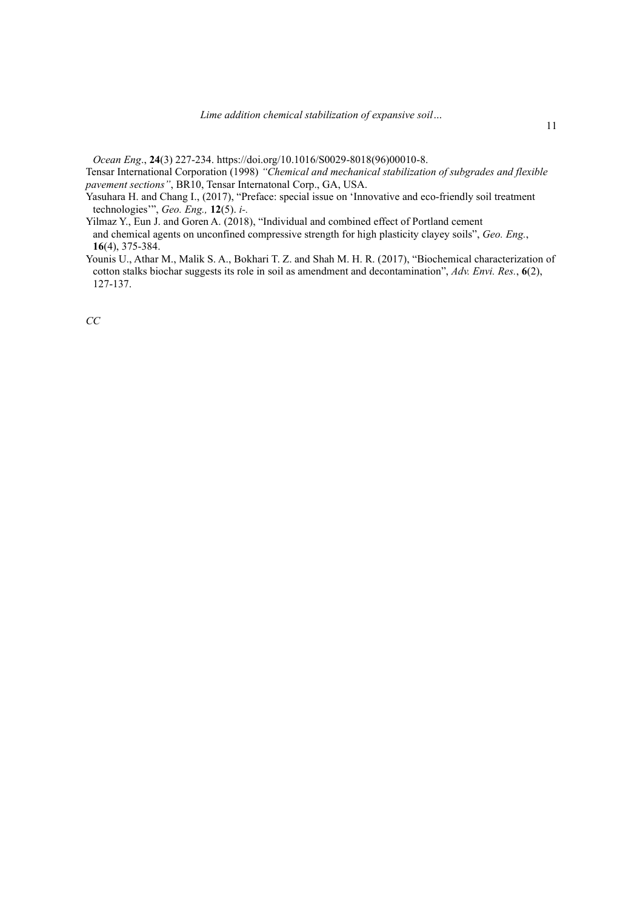*Ocean Eng*., **24**(3) 227-234. https://doi.org/10.1016/S0029-8018(96)00010-8.

Tensar International Corporation (1998) *"Chemical and mechanical stabilization of subgrades and flexible pavement sections"*, BR10, Tensar Internatonal Corp., GA, USA.

Yasuhara H. and Chang I., (2017), "Preface: special issue on 'Innovative and eco-friendly soil treatment technologies'", *Geo. Eng.,* **12**(5). *i-*.

Yilmaz Y., Eun J. and Goren A. (2018), "Individual and combined effect of Portland cement and chemical agents on unconfined compressive strength for high plasticity clayey soils", *Geo. Eng.*, **16**(4), 375-384.

Younis U., Athar M., Malik S. A., Bokhari T. Z. and Shah M. H. R. (2017), "Biochemical characterization of cotton stalks biochar suggests its role in soil as amendment and decontamination", *Adv. Envi. Res.*, **6**(2), 127-137.

*CC*